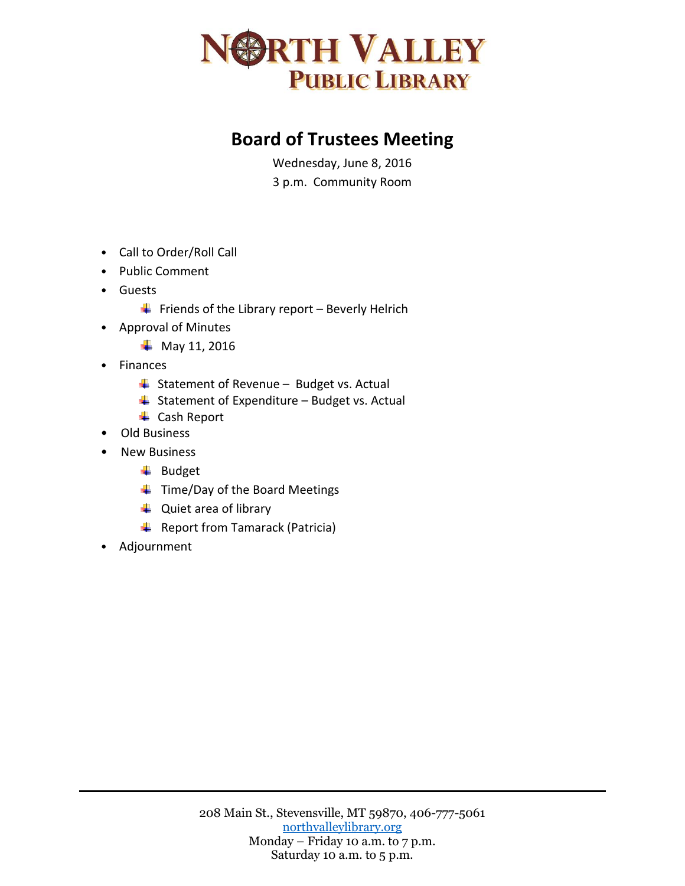# NORTH VALLEY PUBLIC LIBRARY

## Board of Trustees Meeting

Wednesday, June 8, 2016

3 p.m. Community Room

- Call to Order/Roll Call
- Public Comment
- Guests
  - Friends of the Library report – Beverly Helrich
- Approval of Minutes
  - May 11, 2016
- Finances
  - Statement of Revenue – Budget vs. Actual
  - Statement of Expenditure – Budget vs. Actual
  - Cash Report
- Old Business
- New Business
  - Budget
  - Time/Day of the Board Meetings
  - Quiet area of library
  - Report from Tamarack (Patricia)
- Adjournment

208 Main St., Stevensville, MT 59870, 406-777-5061
northvalleylibrary.org
Monday – Friday 10 a.m. to 7 p.m.
Saturday 10 a.m. to 5 p.m.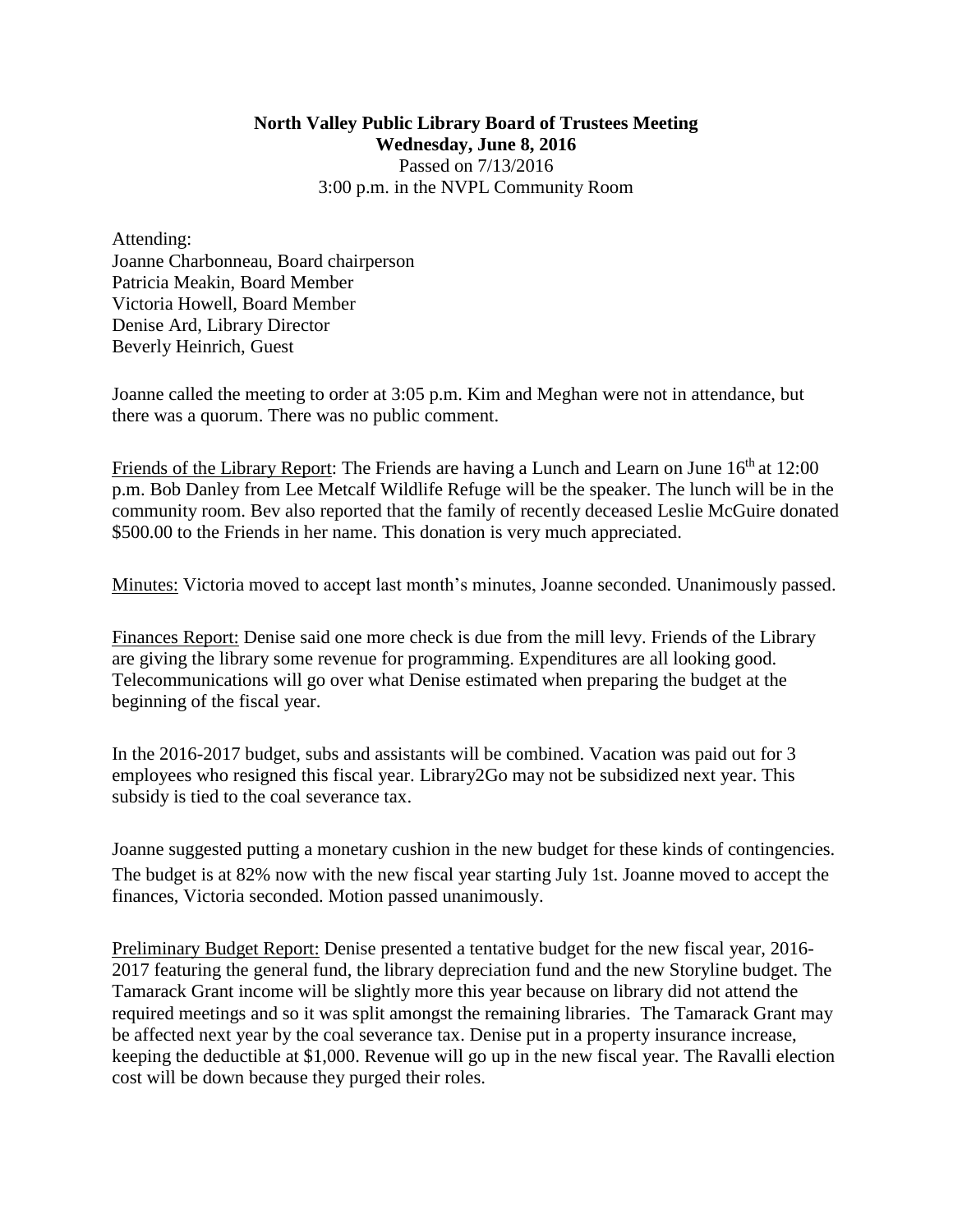**North Valley Public Library Board of Trustees Meeting**
**Wednesday, June 8, 2016**
Passed on 7/13/2016
3:00 p.m. in the NVPL Community Room

Attending:
Joanne Charbonneau, Board chairperson
Patricia Meakin, Board Member
Victoria Howell, Board Member
Denise Ard, Library Director
Beverly Heinrich, Guest

Joanne called the meeting to order at 3:05 p.m. Kim and Meghan were not in attendance, but there was a quorum. There was no public comment.

Friends of the Library Report: The Friends are having a Lunch and Learn on June 16th at 12:00 p.m. Bob Danley from Lee Metcalf Wildlife Refuge will be the speaker. The lunch will be in the community room. Bev also reported that the family of recently deceased Leslie McGuire donated $500.00 to the Friends in her name. This donation is very much appreciated.

Minutes: Victoria moved to accept last month's minutes, Joanne seconded. Unanimously passed.

Finances Report: Denise said one more check is due from the mill levy. Friends of the Library are giving the library some revenue for programming. Expenditures are all looking good. Telecommunications will go over what Denise estimated when preparing the budget at the beginning of the fiscal year.

In the 2016-2017 budget, subs and assistants will be combined. Vacation was paid out for 3 employees who resigned this fiscal year. Library2Go may not be subsidized next year. This subsidy is tied to the coal severance tax.

Joanne suggested putting a monetary cushion in the new budget for these kinds of contingencies. The budget is at 82% now with the new fiscal year starting July 1st. Joanne moved to accept the finances, Victoria seconded. Motion passed unanimously.

Preliminary Budget Report: Denise presented a tentative budget for the new fiscal year, 2016-2017 featuring the general fund, the library depreciation fund and the new Storyline budget. The Tamarack Grant income will be slightly more this year because on library did not attend the required meetings and so it was split amongst the remaining libraries. The Tamarack Grant may be affected next year by the coal severance tax. Denise put in a property insurance increase, keeping the deductible at $1,000. Revenue will go up in the new fiscal year. The Ravalli election cost will be down because they purged their roles.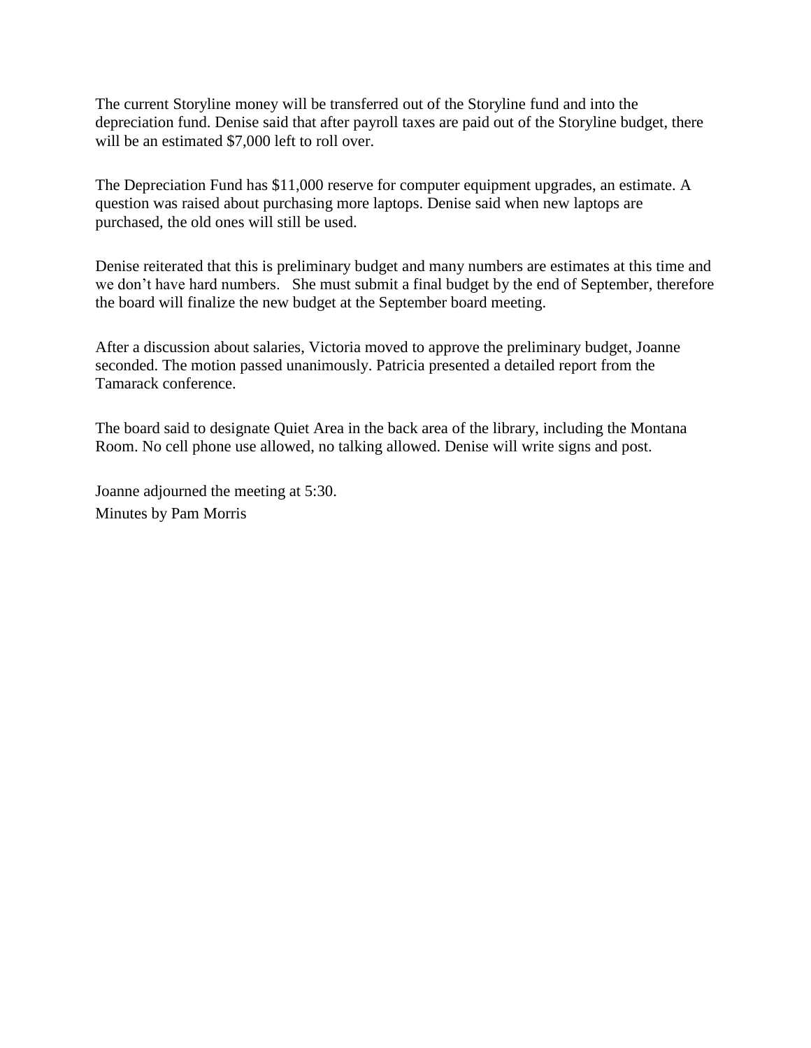The current Storyline money will be transferred out of the Storyline fund and into the depreciation fund. Denise said that after payroll taxes are paid out of the Storyline budget, there will be an estimated $7,000 left to roll over.

The Depreciation Fund has $11,000 reserve for computer equipment upgrades, an estimate. A question was raised about purchasing more laptops. Denise said when new laptops are purchased, the old ones will still be used.

Denise reiterated that this is preliminary budget and many numbers are estimates at this time and we don't have hard numbers. She must submit a final budget by the end of September, therefore the board will finalize the new budget at the September board meeting.

After a discussion about salaries, Victoria moved to approve the preliminary budget, Joanne seconded. The motion passed unanimously. Patricia presented a detailed report from the Tamarack conference.

The board said to designate Quiet Area in the back area of the library, including the Montana Room. No cell phone use allowed, no talking allowed. Denise will write signs and post.

Joanne adjourned the meeting at 5:30.
Minutes by Pam Morris